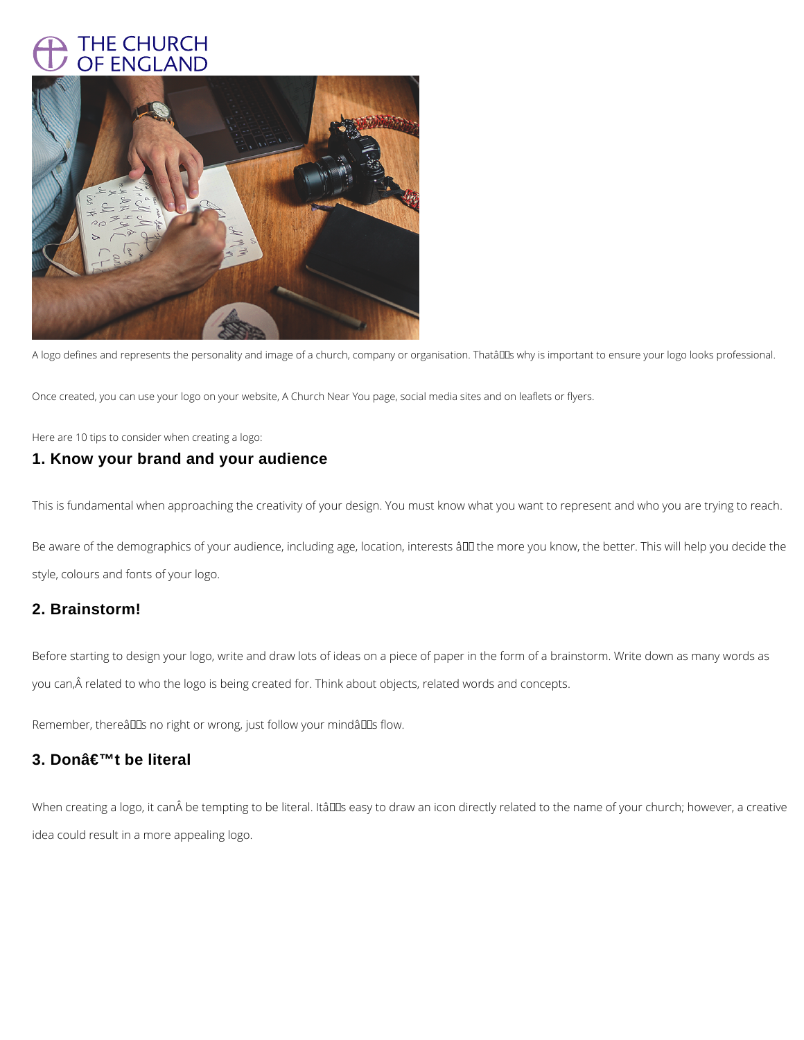THE CHURCH OF ENGLAND

A logo defines and represents the personality and image of a church, company or organisation. Thatâs why is important to ensure your logo looks professional.

Once created, you can use your logo on your website, A Church Near You page, social media sites and on leaflets or flyers.

Here are 10 tips to consider when creating a logo:

## 1. Know your brand and your audience

This is fundamental when approaching the creativity of your design. You must know what you want to represent and who you are trying to reach.

Be aware of the demographics of your audience, including age, location, interests â the more you know, the better. This will help you decide the style, colours and fonts of your logo.

## 2. Brainstorm!

Before starting to design your logo, write and draw lots of ideas on a piece of paper in the form of a brainstorm. Write down as many words as you can,Â related to who the logo is being created for. Think about objects, related words and concepts.

Remember, thereâs no right or wrong, just follow your mindâs flow.

## 3. Donâ€™t be literal

When creating a logo, it canÂ be tempting to be literal. Itâs easy to draw an icon directly related to the name of your church; however, a creative idea could result in a more appealing logo.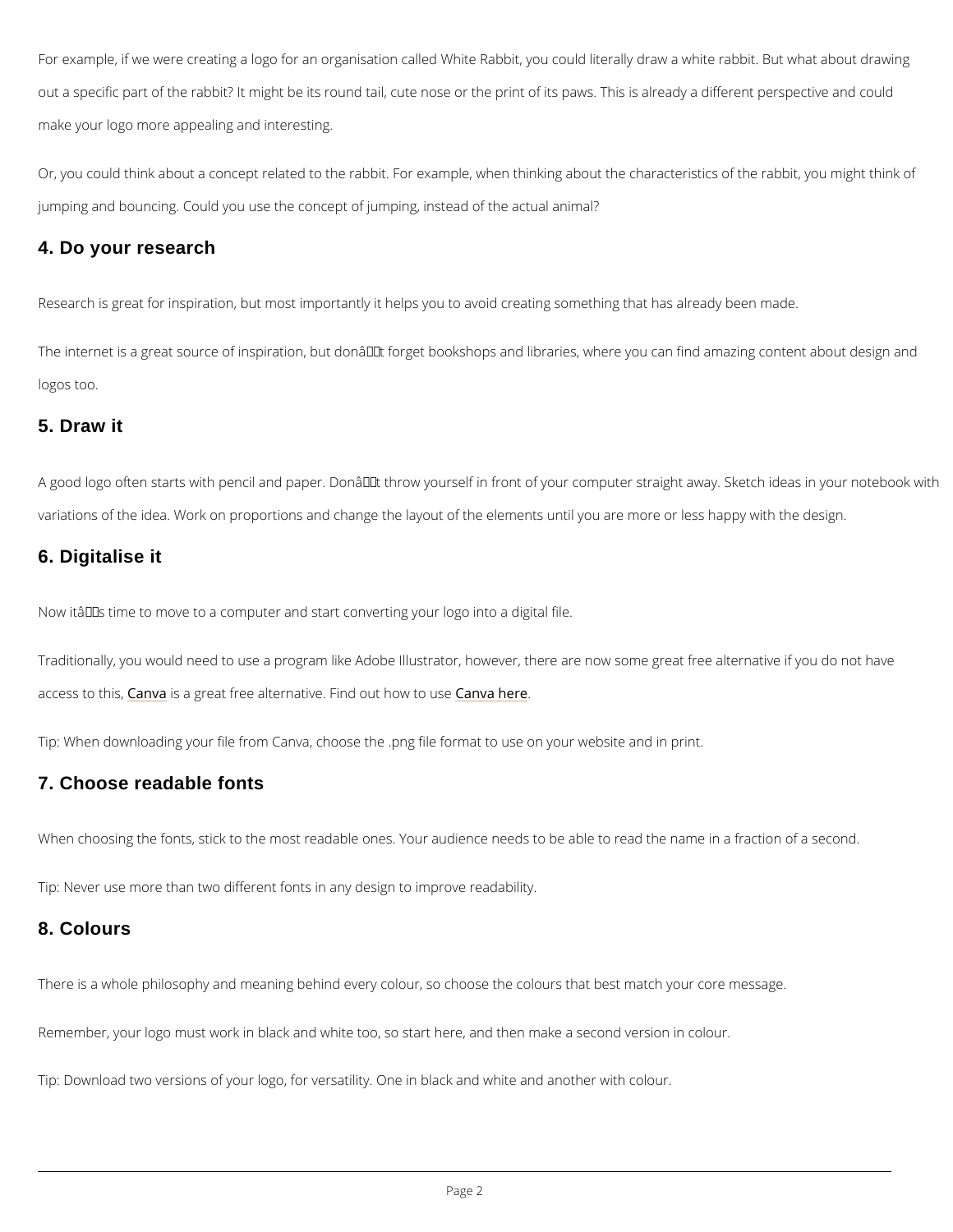For example, if we were creating a logo for an organisation called White Rabbit, you could literally draw a white rabbit. But what about drawing out a specific part of the rabbit? It might be its round tail, cute nose or the print of its paws. This is already a different perspective and could make your logo more appealing and interesting.

Or, you could think about a concept related to the rabbit. For example, when thinking about the characteristics of the rabbit, you might think of jumping and bouncing. Could you use the concept of jumping, instead of the actual animal?

## 4. Do your research

Research is great for inspiration, but most importantly it helps you to avoid creating something that has already been made.

The internet is a great source of inspiration, but donâ€™t forget bookshops and libraries, where you can find amazing content about design and logos too.

## 5. Draw it

A good logo often starts with pencil and paper. Donâ€™t throw yourself in front of your computer straight away. Sketch ideas in your notebook with variations of the idea. Work on proportions and change the layout of the elements until you are more or less happy with the design.

## 6. Digitalise it

Now itâ€™s time to move to a computer and start converting your logo into a digital file.

Traditionally, you would need to use a program like Adobe Illustrator, however, there are now some great free alternative if you do not have access to this, Canva is a great free alternative. Find out how to use Canva here.

Tip: When downloading your file from Canva, choose the .png file format to use on your website and in print.

## 7. Choose readable fonts

When choosing the fonts, stick to the most readable ones. Your audience needs to be able to read the name in a fraction of a second.

Tip: Never use more than two different fonts in any design to improve readability.

## 8. Colours

There is a whole philosophy and meaning behind every colour, so choose the colours that best match your core message.

Remember, your logo must work in black and white too, so start here, and then make a second version in colour.

Tip: Download two versions of your logo, for versatility. One in black and white and another with colour.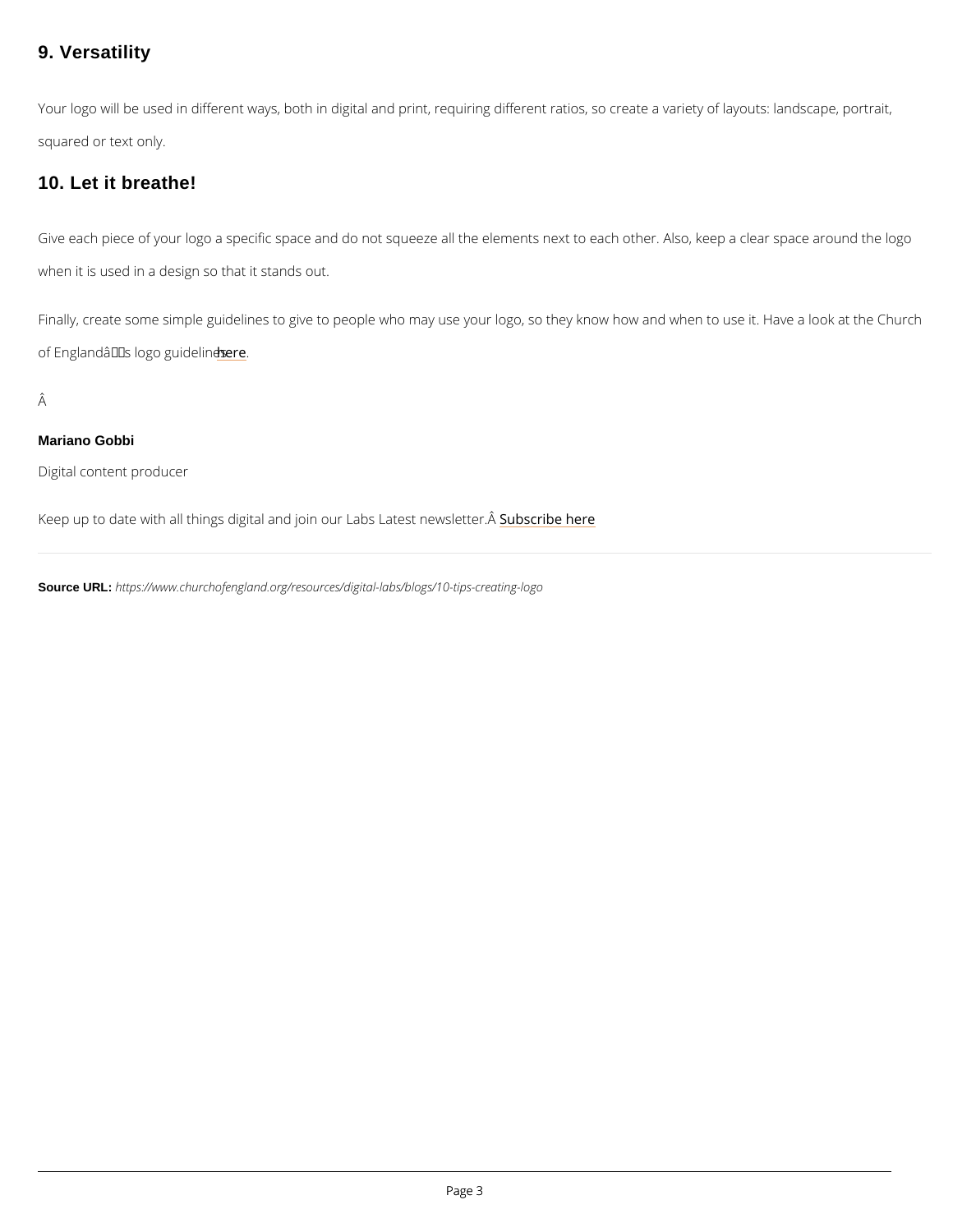## 9. Versatility

Your logo will be used in different ways, both in digital and print, requiring different ratios, so create a variety of layouts: landscape, portrait, squared or text only.

## 10. Let it breathe!

Give each piece of your logo a specific space and do not squeeze all the elements next to each other. Also, keep a clear space around the logo when it is used in a design so that it stands out.

Finally, create some simple guidelines to give to people who may use your logo, so they know how and when to use it. Have a look at the Church of Englandâs logo guidelines here.

Â

**Mariano Gobbi**

Digital content producer

Keep up to date with all things digital and join our Labs Latest newsletter.Â Subscribe here

---

**Source URL:** *https://www.churchofengland.org/resources/digital-labs/blogs/10-tips-creating-logo*